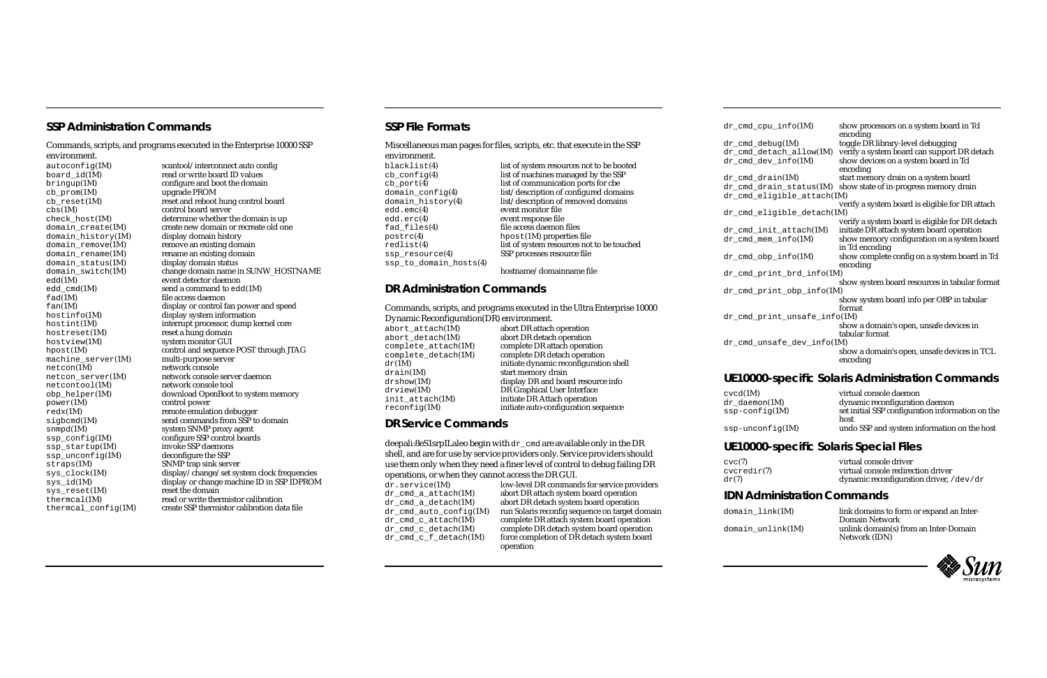## SSP Administration Commands

Commands, scripts, and programs executed in the Enterprise 10000 SSP environment.

| | |
|---|---|
| autoconfig(1M) | scantool/interconnect auto config |
| board_id(1M) | read or write board ID values |
| bringup(1M) | configure and boot the domain |
| cb_prom(1M) | upgrade PROM |
| cb_reset(1M) | reset and reboot hung control board |
| cbs(1M) | control board server |
| check_host(1M) | determine whether the domain is up |
| domain_create(1M) | create new domain or recreate old one |
| domain_history(1M) | display domain history |
| domain_remove(1M) | remove an existing domain |
| domain_rename(1M) | rename an existing domain |
| domain_status(1M) | display domain status |
| domain_switch(1M) | change domain name in SUNW_HOSTNAME |
| edd(1M) | event detector daemon |
| edd_cmd(1M) | send a command to edd(1M) |
| fad(1M) | file access daemon |
| fan(1M) | display or control fan power and speed |
| hostinfo(1M) | display system information |
| hostint(1M) | interrupt processor, dump kernel core |
| hostreset(1M) | reset a hung domain |
| hostview(1M) | system monitor GUI |
| hpost(1M) | control and sequence POST through JTAG |
| machine_server(1M) | multi-purpose server |
| netcon(1M) | network console |
| netcon_server(1M) | network console server daemon |
| netcontool(1M) | network console tool |
| obp_helper(1M) | download OpenBoot to system memory |
| power(1M) | control power |
| redx(1M) | remote emulation debugger |
| sigbcmd(1M) | send commands from SSP to domain |
| snmpd(1M) | system SNMP proxy agent |
| ssp_config(1M) | configure SSP control boards |
| ssp_startup(1M) | invoke SSP daemons |
| ssp_unconfig(1M) | deconfigure the SSP |
| straps(1M) | SNMP trap sink server |
| sys_clock(1M) | display/change/set system clock frequencies |
| sys_id(1M) | display or change machine ID in SSP IDPROM |
| sys_reset(1M) | reset the domain |
| thermcal(1M) | read or write thermistor calibration |
| thermcal_config(1M) | create SSP thermistor calibration data file |

## SSP File Formats

Miscellaneous man pages for files, scripts, etc. that execute in the SSP environment.

| | |
|---|---|
| blacklist(4) | list of system resources not to be booted |
| cb_config(4) | list of machines managed by the SSP |
| cb_port(4) | list of communication ports for cbe |
| domain_config(4) | list/description of configured domains |
| domain_history(4) | list/description of removed domains |
| edd.emc(4) | event monitor file |
| edd.erc(4) | event response file |
| fad_files(4) | file access daemon files |
| postrc(4) | hpost(1M) properties file |
| redlist(4) | list of system resources not to be touched |
| ssp_resource(4) | SSP processes resource file |
| ssp_to_domain_hosts(4) | hostname/domainname file |

## DR Administration Commands

Commands, scripts, and programs executed in the Ultra Enterprise 10000 Dynamic Reconfiguration(DR) environment.

| | |
|---|---|
| abort_attach(1M) | abort DR attach operation |
| abort_detach(1M) | abort DR detach operation |
| complete_attach(1M) | complete DR attach operation |
| complete_detach(1M) | complete DR detach operation |
| dr(1M) | initiate dynamic reconfiguration shell |
| drain(1M) | start memory drain |
| drshow(1M) | display DR and board resource info |
| drview(1M) | DR Graphical User Interface |
| init_attach(1M) | initiate DR Attach operation |
| reconfig(1M) | initiate auto-configuration sequence |

## DR Service Commands

deepali:8eS1srpILaleo begin with dr_cmd are available only in the DR shell, and are for use by service providers only. Service providers should use them only when they need a finer level of control to debug failing DR operations, or when they cannot access the DR GUI.

| | |
|---|---|
| dr.service(1M) | low-level DR commands for service providers |
| dr_cmd_a_attach(1M) | abort DR attach system board operation |
| dr_cmd_a_detach(1M) | abort DR detach system board operation |
| dr_cmd_auto_config(1M) | run Solaris reconfig sequence on target domain |
| dr_cmd_c_attach(1M) | complete DR attach system board operation |
| dr_cmd_c_detach(1M) | complete DR detach system board operation |
| dr_cmd_c_f_detach(1M) | force completion of DR detach system board operation |
| dr_cmd_cpu_info(1M) | show processors on a system board in Tcl encoding |
| dr_cmd_debug(1M) | toggle DR library-level debugging |
| dr_cmd_detach_allow(1M) | verify a system board can support DR detach |
| dr_cmd_dev_info(1M) | show devices on a system board in Tcl encoding |
| dr_cmd_drain(1M) | start memory drain on a system board |
| dr_cmd_drain_status(1M) | show state of in-progress memory drain |
| dr_cmd_eligible_attach(1M) | verify a system board is eligible for DR attach |
| dr_cmd_eligible_detach(1M) | verify a system board is eligible for DR detach |
| dr_cmd_init_attach(1M) | initiate DR attach system board operation |
| dr_cmd_mem_info(1M) | show memory configuration on a system board in Tcl encoding |
| dr_cmd_obp_info(1M) | show complete config on a system board in Tcl encoding |
| dr_cmd_print_brd_info(1M) | show system board resources in tabular format |
| dr_cmd_print_obp_info(1M) | show system board info per OBP in tabular format |
| dr_cmd_print_unsafe_info(1M) | show a domain's open, unsafe devices in tabular format |
| dr_cmd_unsafe_dev_info(1M) | show a domain's open, unsafe devices in TCL encoding |

## UE10000-specific Solaris Administration Commands

| | |
|---|---|
| cvcd(1M) | virtual console daemon |
| dr_daemon(1M) | dynamic reconfiguration daemon |
| ssp-config(1M) | set initial SSP configuration information on the host |
| ssp-unconfig(1M) | undo SSP and system information on the host |

## UE10000-specific Solaris Special Files

| | |
|---|---|
| cvc(7) | virtual console driver |
| cvcredir(7) | virtual console redirection driver |
| dr(7) | dynamic reconfiguration driver, /dev/dr |

## IDN Administration Commands

| | |
|---|---|
| domain_link(1M) | link domains to form or expand an Inter-Domain Network |
| domain_unlink(1M) | unlink domain(s) from an Inter-Domain Network (IDN) |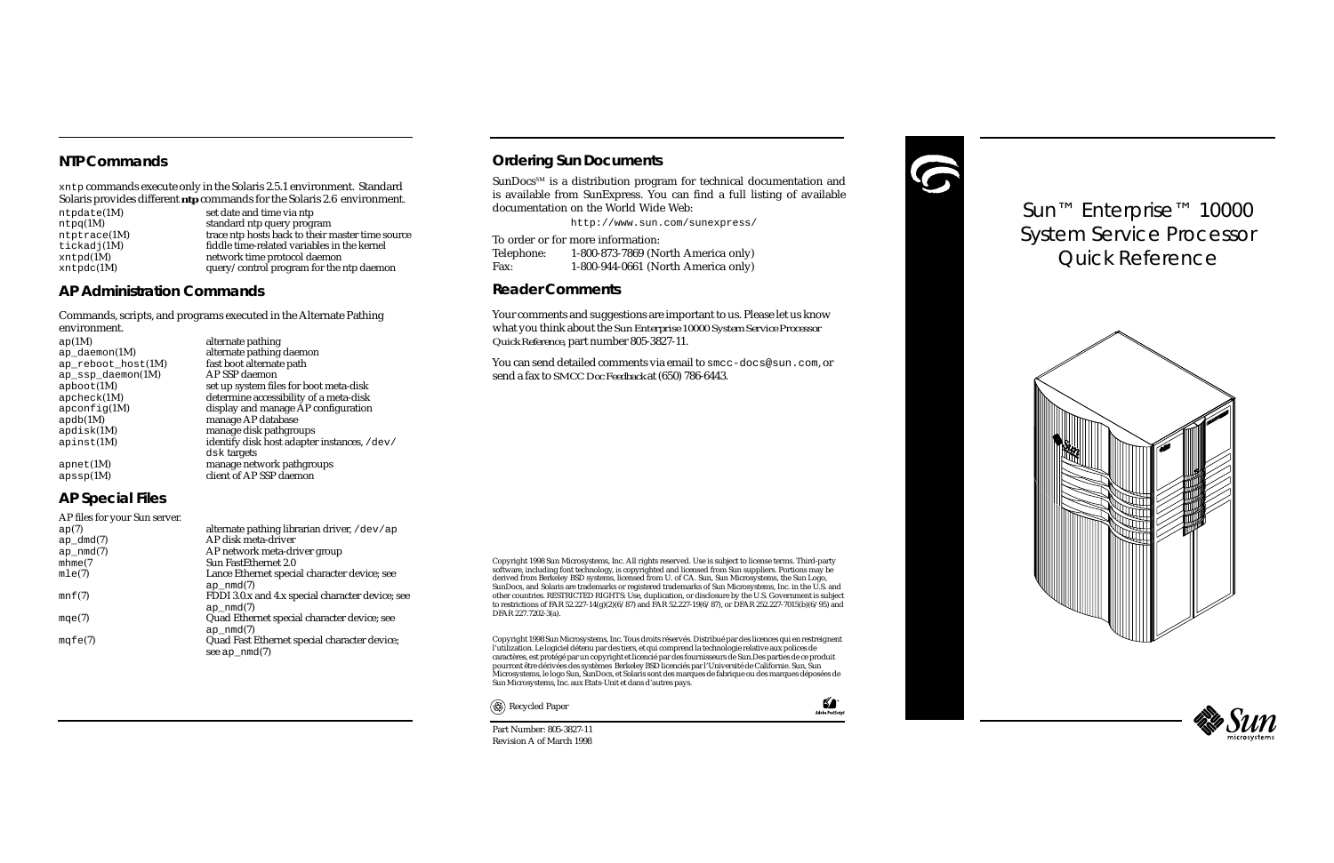## NTP Commands

`xntp` commands execute only in the Solaris 2.5.1 environment. Standard Solaris provides different **ntp** commands for the Solaris 2.6 environment.

| | |
|---|---|
| `ntpdate`(1M) | set date and time via ntp |
| `ntpq`(1M) | standard ntp query program |
| `ntptrace`(1M) | trace ntp hosts back to their master time source |
| `tickadj`(1M) | fiddle time-related variables in the kernel |
| `xntpd`(1M) | network time protocol daemon |
| `xntpdc`(1M) | query/control program for the ntp daemon |

## AP Administration Commands

Commands, scripts, and programs executed in the Alternate Pathing environment.

| | |
|---|---|
| `ap`(1M) | alternate pathing |
| `ap_daemon`(1M) | alternate pathing daemon |
| `ap_reboot_host`(1M) | fast boot alternate path |
| `ap_ssp_daemon`(1M) | AP SSP daemon |
| `apboot`(1M) | set up system files for boot meta-disk |
| `apcheck`(1M) | determine accessibility of a meta-disk |
| `apconfig`(1M) | display and manage AP configuration |
| `apdb`(1M) | manage AP database |
| `apdisk`(1M) | manage disk pathgroups |
| `apinst`(1M) | identify disk host adapter instances, `/dev/dsk` targets |
| `apnet`(1M) | manage network pathgroups |
| `apssp`(1M) | client of AP SSP daemon |

## AP Special Files

AP files for your Sun server:

| | |
|---|---|
| `ap`(7) | alternate pathing librarian driver, `/dev/ap` |
| `ap_dmd`(7) | AP disk meta-driver |
| `ap_nmd`(7) | AP network meta-driver group |
| `mhme`(7) | Sun FastEthernet 2.0 |
| `mle`(7) | Lance Ethernet special character device; see `ap_nmd`(7) |
| `mnf`(7) | FDDI 3.0.x and 4.x special character device; see `ap_nmd`(7) |
| `mqe`(7) | Quad Ethernet special character device; see `ap_nmd`(7) |
| `mqfe`(7) | Quad Fast Ethernet special character device; see `ap_nmd`(7) |

## Ordering Sun Documents

SunDocs[SM] is a distribution program for technical documentation and is available from SunExpress. You can find a full listing of available documentation on the World Wide Web:

`http://www.sun.com/sunexpress/`

To order or for more information:

| | |
|---|---|
| Telephone: | 1-800-873-7869 (North America only) |
| Fax: | 1-800-944-0661 (North America only) |

## Reader Comments

Your comments and suggestions are important to us. Please let us know what you think about the *Sun Enterprise 10000 System Service Processor Quick Reference*, part number 805-3827-11.

You can send detailed comments via email to `smcc-docs@sun.com`, or send a fax to SMCC Doc Feedback at (650) 786-6443.

Copyright 1998 Sun Microsystems, Inc. All rights reserved. Use is subject to license terms. Third-party software, including font technology, is copyrighted and licensed from Sun suppliers. Portions may be derived from Berkeley BSD systems, licensed from U. of CA. Sun, Sun Microsystems, the Sun Logo, SunDocs, and Solaris are trademarks or registered trademarks of Sun Microsystems, Inc. in the U.S. and other countries. RESTRICTED RIGHTS: Use, duplication, or disclosure by the U.S. Government is subject to restrictions of FAR 52.227-14(g)(2)(6/87) and FAR 52.227-19(6/87), or DFAR 252.227-7015(b)(6/95) and DFAR 227.7202-3(a).

Copyright 1998 Sun Microsystems, Inc. Tous droits réservés. Distribué par des licences qui en restreignent l'utilization. Le logiciel détenu par des tiers, et qui comprend la technologie relative aux polices de caractères, est protégé par un copyright et licencié par des fournisseurs de Sun.Des parties de ce produit pourront être dérivées des systèmes Berkeley BSD licenciés par l'Université de Californie. Sun, Sun Microsystems, le logo Sun, SunDocs, et Solaris sont des marques de fabrique ou des marques déposées de Sun Microsystems, Inc. aux Etats-Unit et dans d'autres pays.

Recycled Paper

Part Number: 805-3827-11
Revision A of March 1998

# Sun™ Enterprise™ 10000 System Service Processor Quick Reference